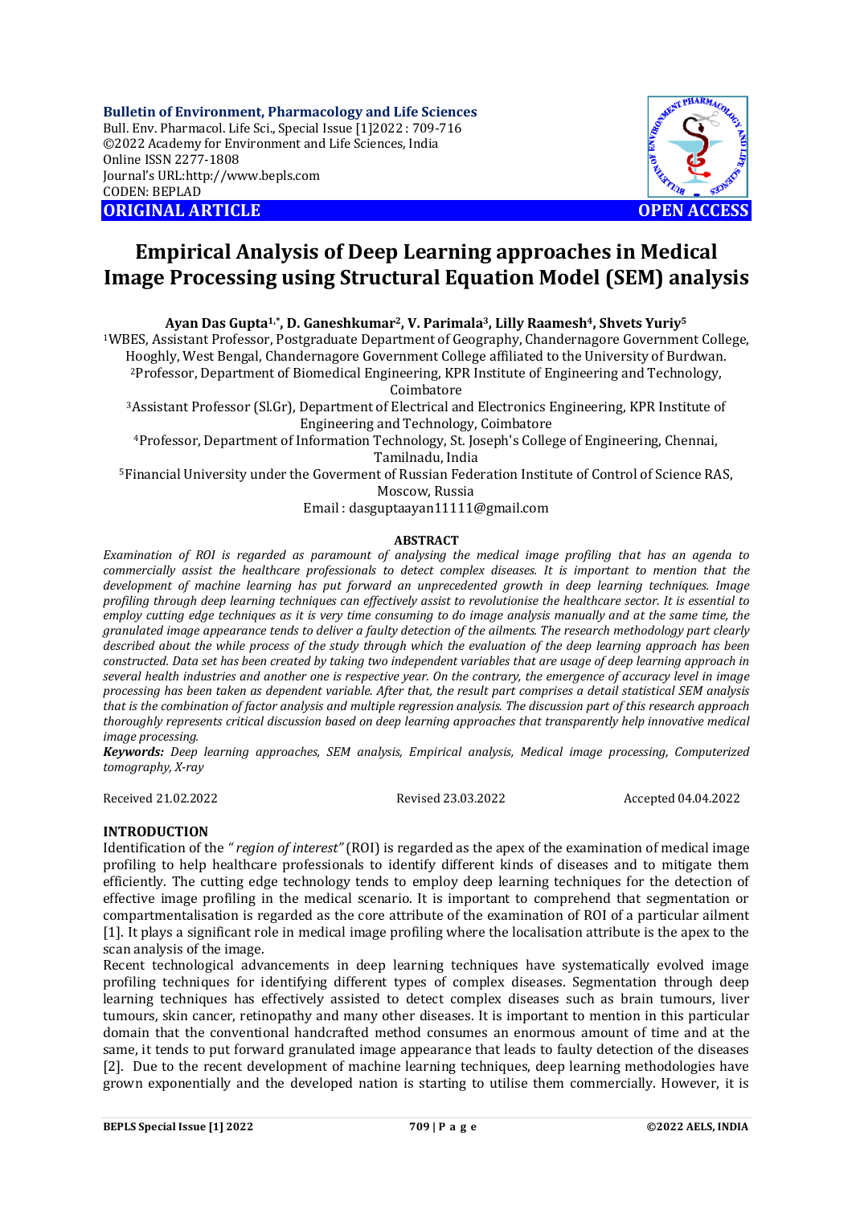**Bulletin of Environment, Pharmacology and Life Sciences**
Bull. Env. Pharmacol. Life Sci., Special Issue [1]2022 : 709-716
©2022 Academy for Environment and Life Sciences, India
Online ISSN 2277-1808
Journal's URL:http://www.bepls.com
CODEN: BEPLAD

**ORIGINAL ARTICLE** **OPEN ACCESS**

# Empirical Analysis of Deep Learning approaches in Medical Image Processing using Structural Equation Model (SEM) analysis

**Ayan Das Gupta[1,*], D. Ganeshkumar[2], V. Parimala[3], Lilly Raamesh[4], Shvets Yuriy[5]**

[1]WBES, Assistant Professor, Postgraduate Department of Geography, Chandernagore Government College, Hooghly, West Bengal, Chandernagore Government College affiliated to the University of Burdwan.
[2]Professor, Department of Biomedical Engineering, KPR Institute of Engineering and Technology, Coimbatore
[3]Assistant Professor (Sl.Gr), Department of Electrical and Electronics Engineering, KPR Institute of Engineering and Technology, Coimbatore
[4]Professor, Department of Information Technology, St. Joseph's College of Engineering, Chennai, Tamilnadu, India
[5]Financial University under the Goverment of Russian Federation Institute of Control of Science RAS, Moscow, Russia
Email : dasguptaayan11111@gmail.com

## ABSTRACT

*Examination of ROI is regarded as paramount of analysing the medical image profiling that has an agenda to commercially assist the healthcare professionals to detect complex diseases. It is important to mention that the development of machine learning has put forward an unprecedented growth in deep learning techniques. Image profiling through deep learning techniques can effectively assist to revolutionise the healthcare sector. It is essential to employ cutting edge techniques as it is very time consuming to do image analysis manually and at the same time, the granulated image appearance tends to deliver a faulty detection of the ailments. The research methodology part clearly described about the while process of the study through which the evaluation of the deep learning approach has been constructed. Data set has been created by taking two independent variables that are usage of deep learning approach in several health industries and another one is respective year. On the contrary, the emergence of accuracy level in image processing has been taken as dependent variable. After that, the result part comprises a detail statistical SEM analysis that is the combination of factor analysis and multiple regression analysis. The discussion part of this research approach thoroughly represents critical discussion based on deep learning approaches that transparently help innovative medical image processing.*

***Keywords:*** *Deep learning approaches, SEM analysis, Empirical analysis, Medical image processing, Computerized tomography, X-ray*

Received 21.02.2022 Revised 23.03.2022 Accepted 04.04.2022

## INTRODUCTION

Identification of the *" region of interest"* (ROI) is regarded as the apex of the examination of medical image profiling to help healthcare professionals to identify different kinds of diseases and to mitigate them efficiently. The cutting edge technology tends to employ deep learning techniques for the detection of effective image profiling in the medical scenario. It is important to comprehend that segmentation or compartmentalisation is regarded as the core attribute of the examination of ROI of a particular ailment [1]. It plays a significant role in medical image profiling where the localisation attribute is the apex to the scan analysis of the image.

Recent technological advancements in deep learning techniques have systematically evolved image profiling techniques for identifying different types of complex diseases. Segmentation through deep learning techniques has effectively assisted to detect complex diseases such as brain tumours, liver tumours, skin cancer, retinopathy and many other diseases. It is important to mention in this particular domain that the conventional handcrafted method consumes an enormous amount of time and at the same, it tends to put forward granulated image appearance that leads to faulty detection of the diseases [2]. Due to the recent development of machine learning techniques, deep learning methodologies have grown exponentially and the developed nation is starting to utilise them commercially. However, it is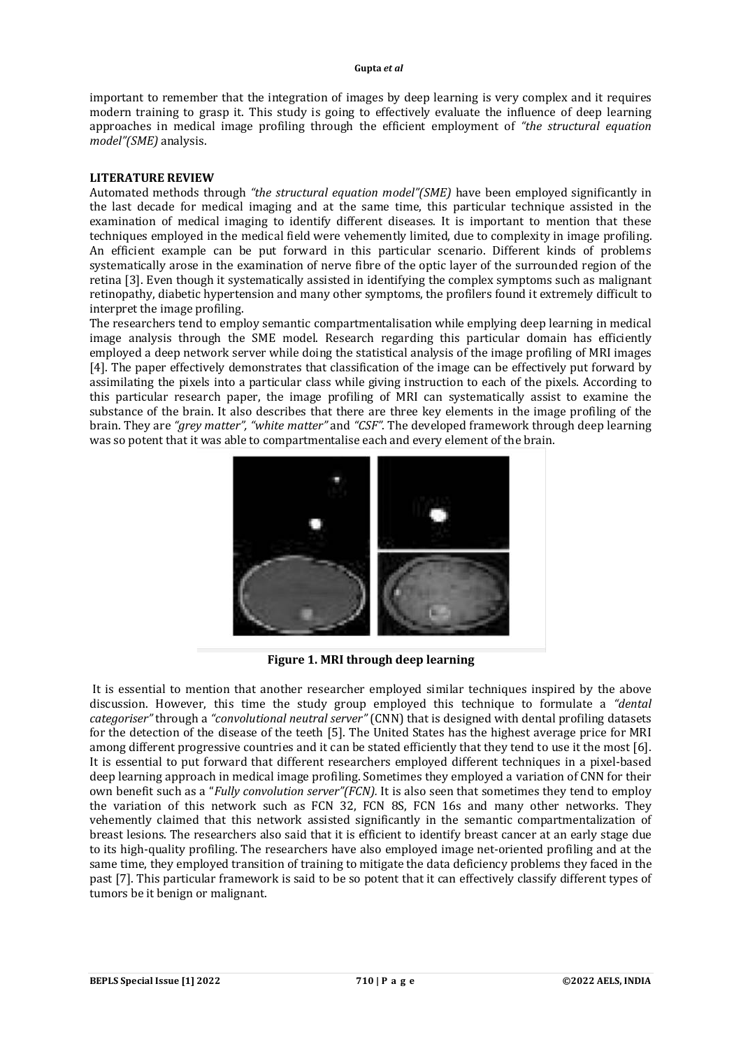important to remember that the integration of images by deep learning is very complex and it requires modern training to grasp it. This study is going to effectively evaluate the influence of deep learning approaches in medical image profiling through the efficient employment of *"the structural equation model"(SME)* analysis.

## LITERATURE REVIEW

Automated methods through *"the structural equation model"(SME)* have been employed significantly in the last decade for medical imaging and at the same time, this particular technique assisted in the examination of medical imaging to identify different diseases. It is important to mention that these techniques employed in the medical field were vehemently limited, due to complexity in image profiling. An efficient example can be put forward in this particular scenario. Different kinds of problems systematically arose in the examination of nerve fibre of the optic layer of the surrounded region of the retina [3]. Even though it systematically assisted in identifying the complex symptoms such as malignant retinopathy, diabetic hypertension and many other symptoms, the profilers found it extremely difficult to interpret the image profiling.

The researchers tend to employ semantic compartmentalisation while emplying deep learning in medical image analysis through the SME model. Research regarding this particular domain has efficiently employed a deep network server while doing the statistical analysis of the image profiling of MRI images [4]. The paper effectively demonstrates that classification of the image can be effectively put forward by assimilating the pixels into a particular class while giving instruction to each of the pixels. According to this particular research paper, the image profiling of MRI can systematically assist to examine the substance of the brain. It also describes that there are three key elements in the image profiling of the brain. They are *"grey matter"*, *"white matter"* and *"CSF"*. The developed framework through deep learning was so potent that it was able to compartmentalise each and every element of the brain.

**Figure 1. MRI through deep learning**

It is essential to mention that another researcher employed similar techniques inspired by the above discussion. However, this time the study group employed this technique to formulate a *"dental categoriser"* through a *"convolutional neutral server"* (CNN) that is designed with dental profiling datasets for the detection of the disease of the teeth [5]. The United States has the highest average price for MRI among different progressive countries and it can be stated efficiently that they tend to use it the most [6]. It is essential to put forward that different researchers employed different techniques in a pixel-based deep learning approach in medical image profiling. Sometimes they employed a variation of CNN for their own benefit such as a "*Fully convolution server"(FCN)*. It is also seen that sometimes they tend to employ the variation of this network such as FCN 32, FCN 8S, FCN 16s and many other networks. They vehemently claimed that this network assisted significantly in the semantic compartmentalization of breast lesions. The researchers also said that it is efficient to identify breast cancer at an early stage due to its high-quality profiling. The researchers have also employed image net-oriented profiling and at the same time, they employed transition of training to mitigate the data deficiency problems they faced in the past [7]. This particular framework is said to be so potent that it can effectively classify different types of tumors be it benign or malignant.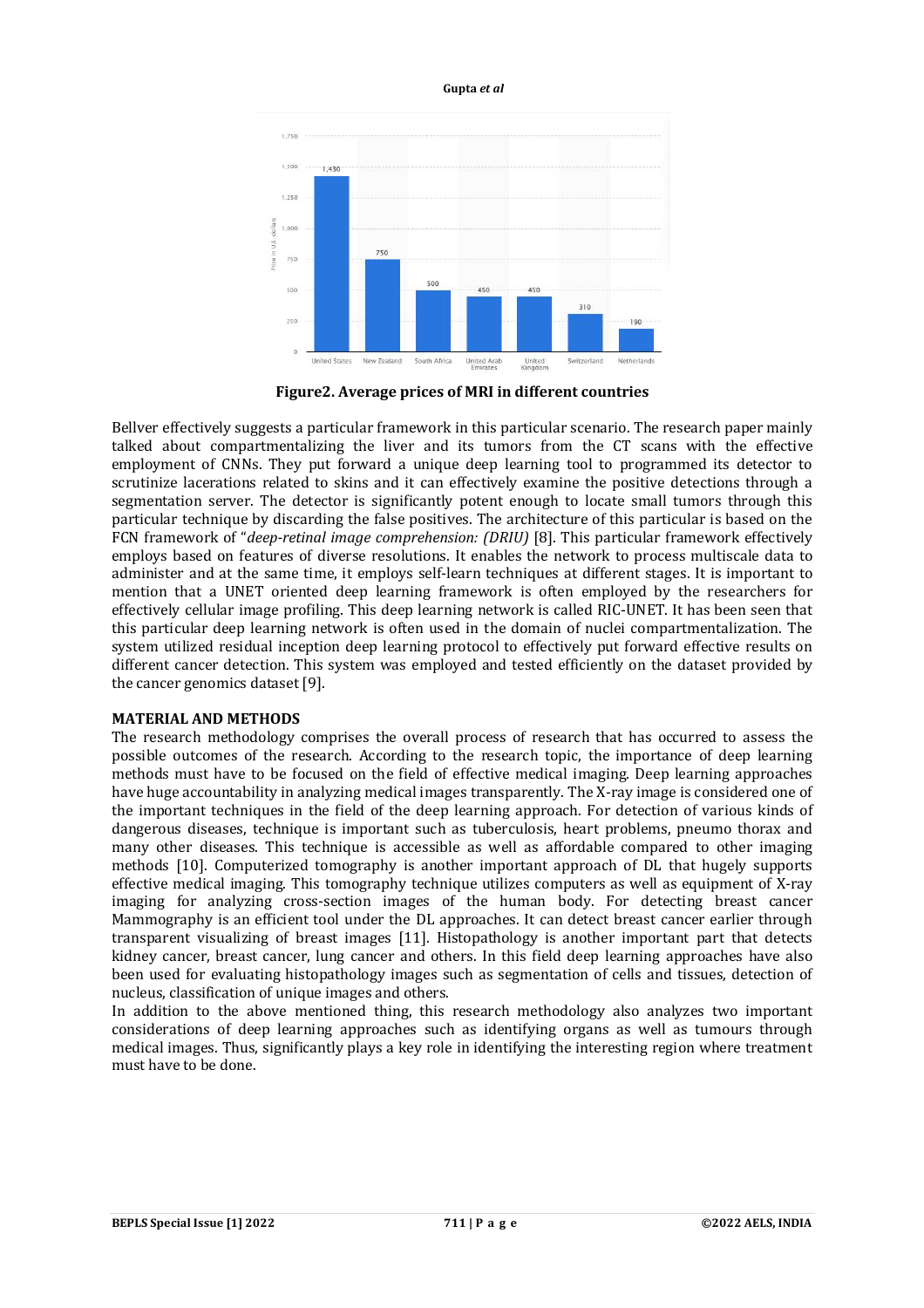**Figure2. Average prices of MRI in different countries**

Bellver effectively suggests a particular framework in this particular scenario. The research paper mainly talked about compartmentalizing the liver and its tumors from the CT scans with the effective employment of CNNs. They put forward a unique deep learning tool to programmed its detector to scrutinize lacerations related to skins and it can effectively examine the positive detections through a segmentation server. The detector is significantly potent enough to locate small tumors through this particular technique by discarding the false positives. The architecture of this particular is based on the FCN framework of "*deep-retinal image comprehension: (DRIU)* [8]. This particular framework effectively employs based on features of diverse resolutions. It enables the network to process multiscale data to administer and at the same time, it employs self-learn techniques at different stages. It is important to mention that a UNET oriented deep learning framework is often employed by the researchers for effectively cellular image profiling. This deep learning network is called RIC-UNET. It has been seen that this particular deep learning network is often used in the domain of nuclei compartmentalization. The system utilized residual inception deep learning protocol to effectively put forward effective results on different cancer detection. This system was employed and tested efficiently on the dataset provided by the cancer genomics dataset [9].

## MATERIAL AND METHODS

The research methodology comprises the overall process of research that has occurred to assess the possible outcomes of the research. According to the research topic, the importance of deep learning methods must have to be focused on the field of effective medical imaging. Deep learning approaches have huge accountability in analyzing medical images transparently. The X-ray image is considered one of the important techniques in the field of the deep learning approach. For detection of various kinds of dangerous diseases, technique is important such as tuberculosis, heart problems, pneumo thorax and many other diseases. This technique is accessible as well as affordable compared to other imaging methods [10]. Computerized tomography is another important approach of DL that hugely supports effective medical imaging. This tomography technique utilizes computers as well as equipment of X-ray imaging for analyzing cross-section images of the human body. For detecting breast cancer Mammography is an efficient tool under the DL approaches. It can detect breast cancer earlier through transparent visualizing of breast images [11]. Histopathology is another important part that detects kidney cancer, breast cancer, lung cancer and others. In this field deep learning approaches have also been used for evaluating histopathology images such as segmentation of cells and tissues, detection of nucleus, classification of unique images and others.

In addition to the above mentioned thing, this research methodology also analyzes two important considerations of deep learning approaches such as identifying organs as well as tumours through medical images. Thus, significantly plays a key role in identifying the interesting region where treatment must have to be done.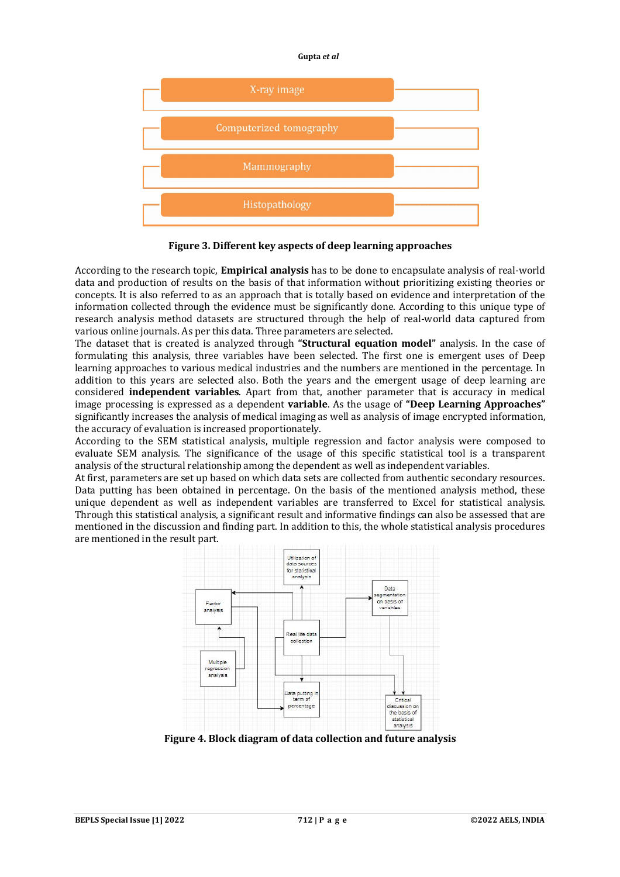X-ray image

Computerized tomography

Mammography

Histopathology

**Figure 3. Different key aspects of deep learning approaches**

According to the research topic, **Empirical analysis** has to be done to encapsulate analysis of real-world data and production of results on the basis of that information without prioritizing existing theories or concepts. It is also referred to as an approach that is totally based on evidence and interpretation of the information collected through the evidence must be significantly done. According to this unique type of research analysis method datasets are structured through the help of real-world data captured from various online journals. As per this data. Three parameters are selected.

The dataset that is created is analyzed through **"Structural equation model"** analysis. In the case of formulating this analysis, three variables have been selected. The first one is emergent uses of Deep learning approaches to various medical industries and the numbers are mentioned in the percentage. In addition to this years are selected also. Both the years and the emergent usage of deep learning are considered **independent variables**. Apart from that, another parameter that is accuracy in medical image processing is expressed as a dependent **variable**. As the usage of **"Deep Learning Approaches"** significantly increases the analysis of medical imaging as well as analysis of image encrypted information, the accuracy of evaluation is increased proportionately.

According to the SEM statistical analysis, multiple regression and factor analysis were composed to evaluate SEM analysis. The significance of the usage of this specific statistical tool is a transparent analysis of the structural relationship among the dependent as well as independent variables.

At first, parameters are set up based on which data sets are collected from authentic secondary resources. Data putting has been obtained in percentage. On the basis of the mentioned analysis method, these unique dependent as well as independent variables are transferred to Excel for statistical analysis. Through this statistical analysis, a significant result and informative findings can also be assessed that are mentioned in the discussion and finding part. In addition to this, the whole statistical analysis procedures are mentioned in the result part.

Utilization of data sources for statistical analysis

Factor analysis

Data segmentation on basis of variables

Real life data collection

Multiple regression analysis

Data putting in term of percentage

Critical discussion on the basis of statistical analysis

**Figure 4. Block diagram of data collection and future analysis**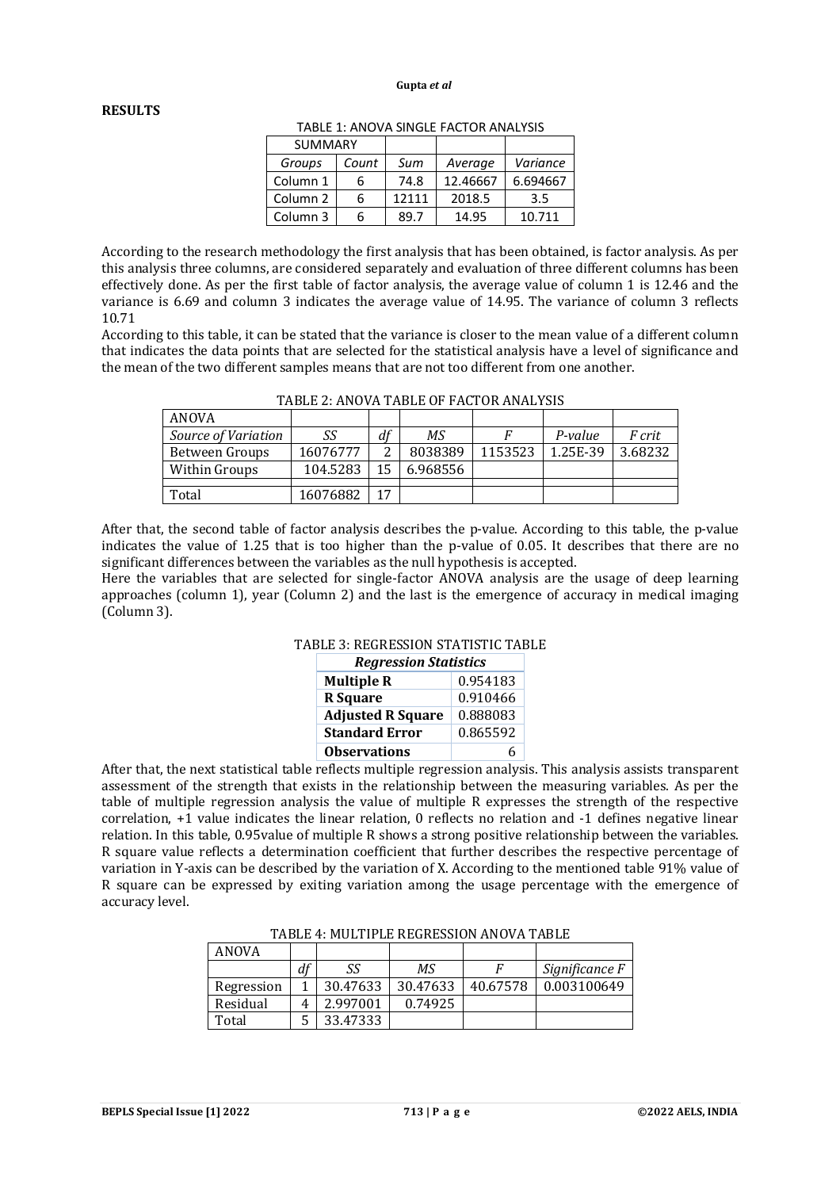## RESULTS

TABLE 1: ANOVA SINGLE FACTOR ANALYSIS

| SUMMARY | | | | |
|---|---|---|---|---|
| *Groups* | *Count* | *Sum* | *Average* | *Variance* |
| Column 1 | 6 | 74.8 | 12.46667 | 6.694667 |
| Column 2 | 6 | 12111 | 2018.5 | 3.5 |
| Column 3 | 6 | 89.7 | 14.95 | 10.711 |

According to the research methodology the first analysis that has been obtained, is factor analysis. As per this analysis three columns, are considered separately and evaluation of three different columns has been effectively done. As per the first table of factor analysis, the average value of column 1 is 12.46 and the variance is 6.69 and column 3 indicates the average value of 14.95. The variance of column 3 reflects 10.71

According to this table, it can be stated that the variance is closer to the mean value of a different column that indicates the data points that are selected for the statistical analysis have a level of significance and the mean of the two different samples means that are not too different from one another.

TABLE 2: ANOVA TABLE OF FACTOR ANALYSIS

| ANOVA | | | | | | |
|---|---|---|---|---|---|---|
| *Source of Variation* | *SS* | *df* | *MS* | *F* | *P-value* | *F crit* |
| Between Groups | 16076777 | 2 | 8038389 | 1153523 | 1.25E-39 | 3.68232 |
| Within Groups | 104.5283 | 15 | 6.968556 | | | |
| | | | | | | |
| Total | 16076882 | 17 | | | | |

After that, the second table of factor analysis describes the p-value. According to this table, the p-value indicates the value of 1.25 that is too higher than the p-value of 0.05. It describes that there are no significant differences between the variables as the null hypothesis is accepted.

Here the variables that are selected for single-factor ANOVA analysis are the usage of deep learning approaches (column 1), year (Column 2) and the last is the emergence of accuracy in medical imaging (Column 3).

TABLE 3: REGRESSION STATISTIC TABLE

| *Regression Statistics* | |
|---|---|
| **Multiple R** | 0.954183 |
| **R Square** | 0.910466 |
| **Adjusted R Square** | 0.888083 |
| **Standard Error** | 0.865592 |
| **Observations** | 6 |

After that, the next statistical table reflects multiple regression analysis. This analysis assists transparent assessment of the strength that exists in the relationship between the measuring variables. As per the table of multiple regression analysis the value of multiple R expresses the strength of the respective correlation, +1 value indicates the linear relation, 0 reflects no relation and -1 defines negative linear relation. In this table, 0.95value of multiple R shows a strong positive relationship between the variables. R square value reflects a determination coefficient that further describes the respective percentage of variation in Y-axis can be described by the variation of X. According to the mentioned table 91% value of R square can be expressed by exiting variation among the usage percentage with the emergence of accuracy level.

TABLE 4: MULTIPLE REGRESSION ANOVA TABLE

| ANOVA | | | | | |
|---|---|---|---|---|---|
| | *df* | *SS* | *MS* | *F* | *Significance F* |
| Regression | 1 | 30.47633 | 30.47633 | 40.67578 | 0.003100649 |
| Residual | 4 | 2.997001 | 0.74925 | | |
| Total | 5 | 33.47333 | | | |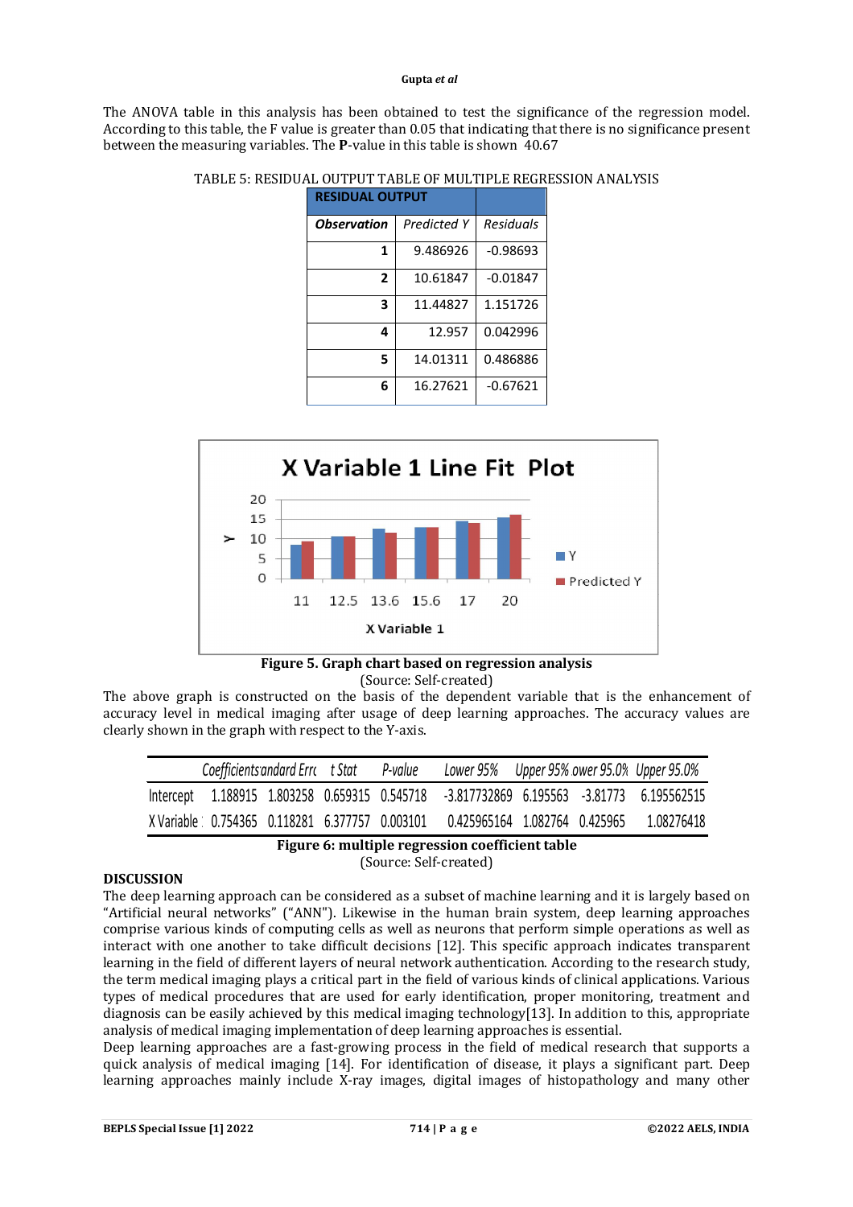The ANOVA table in this analysis has been obtained to test the significance of the regression model. According to this table, the F value is greater than 0.05 that indicating that there is no significance present between the measuring variables. The **P**-value in this table is shown 40.67

TABLE 5: RESIDUAL OUTPUT TABLE OF MULTIPLE REGRESSION ANALYSIS

| RESIDUAL OUTPUT | | |
|---|---|---|
| ***Observation*** | *Predicted Y* | *Residuals* |
| **1** | 9.486926 | -0.98693 |
| **2** | 10.61847 | -0.01847 |
| **3** | 11.44827 | 1.151726 |
| **4** | 12.957 | 0.042996 |
| **5** | 14.01311 | 0.486886 |
| **6** | 16.27621 | -0.67621 |

**Figure 5. Graph chart based on regression analysis**

(Source: Self-created)

The above graph is constructed on the basis of the dependent variable that is the enhancement of accuracy level in medical imaging after usage of deep learning approaches. The accuracy values are clearly shown in the graph with respect to the Y-axis.

| | *Coefficients* | *andard Errc* | *t Stat* | *P-value* | *Lower 95%* | *Upper 95%* | *ower 95.0%* | *Upper 95.0%* |
|---|---|---|---|---|---|---|---|---|
| Intercept | 1.188915 | 1.803258 | 0.659315 | 0.545718 | -3.817732869 | 6.195563 | -3.81773 | 6.195562515 |
| X Variable : | 0.754365 | 0.118281 | 6.377757 | 0.003101 | 0.425965164 | 1.082764 | 0.425965 | 1.08276418 |

**Figure 6: multiple regression coefficient table**

(Source: Self-created)

**DISCUSSION**

The deep learning approach can be considered as a subset of machine learning and it is largely based on "Artificial neural networks" ("ANN"). Likewise in the human brain system, deep learning approaches comprise various kinds of computing cells as well as neurons that perform simple operations as well as interact with one another to take difficult decisions [12]. This specific approach indicates transparent learning in the field of different layers of neural network authentication. According to the research study, the term medical imaging plays a critical part in the field of various kinds of clinical applications. Various types of medical procedures that are used for early identification, proper monitoring, treatment and diagnosis can be easily achieved by this medical imaging technology[13]. In addition to this, appropriate analysis of medical imaging implementation of deep learning approaches is essential.

Deep learning approaches are a fast-growing process in the field of medical research that supports a quick analysis of medical imaging [14]. For identification of disease, it plays a significant part. Deep learning approaches mainly include X-ray images, digital images of histopathology and many other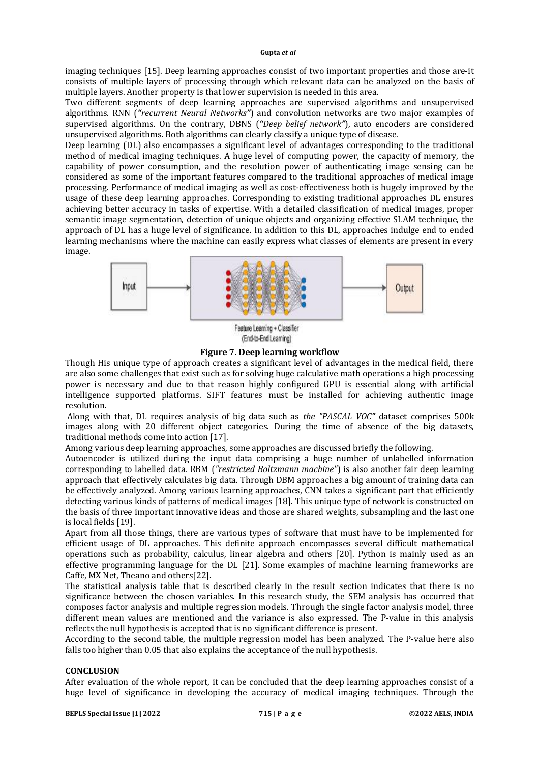imaging techniques [15]. Deep learning approaches consist of two important properties and those are-it consists of multiple layers of processing through which relevant data can be analyzed on the basis of multiple layers. Another property is that lower supervision is needed in this area.

Two different segments of deep learning approaches are supervised algorithms and unsupervised algorithms. RNN (*"recurrent Neural Networks"*) and convolution networks are two major examples of supervised algorithms. On the contrary, DBNS (*"Deep belief network"*), auto encoders are considered unsupervised algorithms. Both algorithms can clearly classify a unique type of disease.

Deep learning (DL) also encompasses a significant level of advantages corresponding to the traditional method of medical imaging techniques. A huge level of computing power, the capacity of memory, the capability of power consumption, and the resolution power of authenticating image sensing can be considered as some of the important features compared to the traditional approaches of medical image processing. Performance of medical imaging as well as cost-effectiveness both is hugely improved by the usage of these deep learning approaches. Corresponding to existing traditional approaches DL ensures achieving better accuracy in tasks of expertise. With a detailed classification of medical images, proper semantic image segmentation, detection of unique objects and organizing effective SLAM technique, the approach of DL has a huge level of significance. In addition to this DL, approaches indulge end to ended learning mechanisms where the machine can easily express what classes of elements are present in every image.

Input → Feature Learning + Classifier (End-to-End Learning) → Output

**Figure 7. Deep learning workflow**

Though His unique type of approach creates a significant level of advantages in the medical field, there are also some challenges that exist such as for solving huge calculative math operations a high processing power is necessary and due to that reason highly configured GPU is essential along with artificial intelligence supported platforms. SIFT features must be installed for achieving authentic image resolution.

Along with that, DL requires analysis of big data such as *the "PASCAL VOC"* dataset comprises 500k images along with 20 different object categories. During the time of absence of the big datasets, traditional methods come into action [17].

Among various deep learning approaches, some approaches are discussed briefly the following.

Autoencoder is utilized during the input data comprising a huge number of unlabelled information corresponding to labelled data. RBM (*"restricted Boltzmann machine"*) is also another fair deep learning approach that effectively calculates big data. Through DBM approaches a big amount of training data can be effectively analyzed. Among various learning approaches, CNN takes a significant part that efficiently detecting various kinds of patterns of medical images [18]. This unique type of network is constructed on the basis of three important innovative ideas and those are shared weights, subsampling and the last one is local fields [19].

Apart from all those things, there are various types of software that must have to be implemented for efficient usage of DL approaches. This definite approach encompasses several difficult mathematical operations such as probability, calculus, linear algebra and others [20]. Python is mainly used as an effective programming language for the DL [21]. Some examples of machine learning frameworks are Caffe, MX Net, Theano and others[22].

The statistical analysis table that is described clearly in the result section indicates that there is no significance between the chosen variables. In this research study, the SEM analysis has occurred that composes factor analysis and multiple regression models. Through the single factor analysis model, three different mean values are mentioned and the variance is also expressed. The P-value in this analysis reflects the null hypothesis is accepted that is no significant difference is present.

According to the second table, the multiple regression model has been analyzed. The P-value here also falls too higher than 0.05 that also explains the acceptance of the null hypothesis.

## CONCLUSION

After evaluation of the whole report, it can be concluded that the deep learning approaches consist of a huge level of significance in developing the accuracy of medical imaging techniques. Through the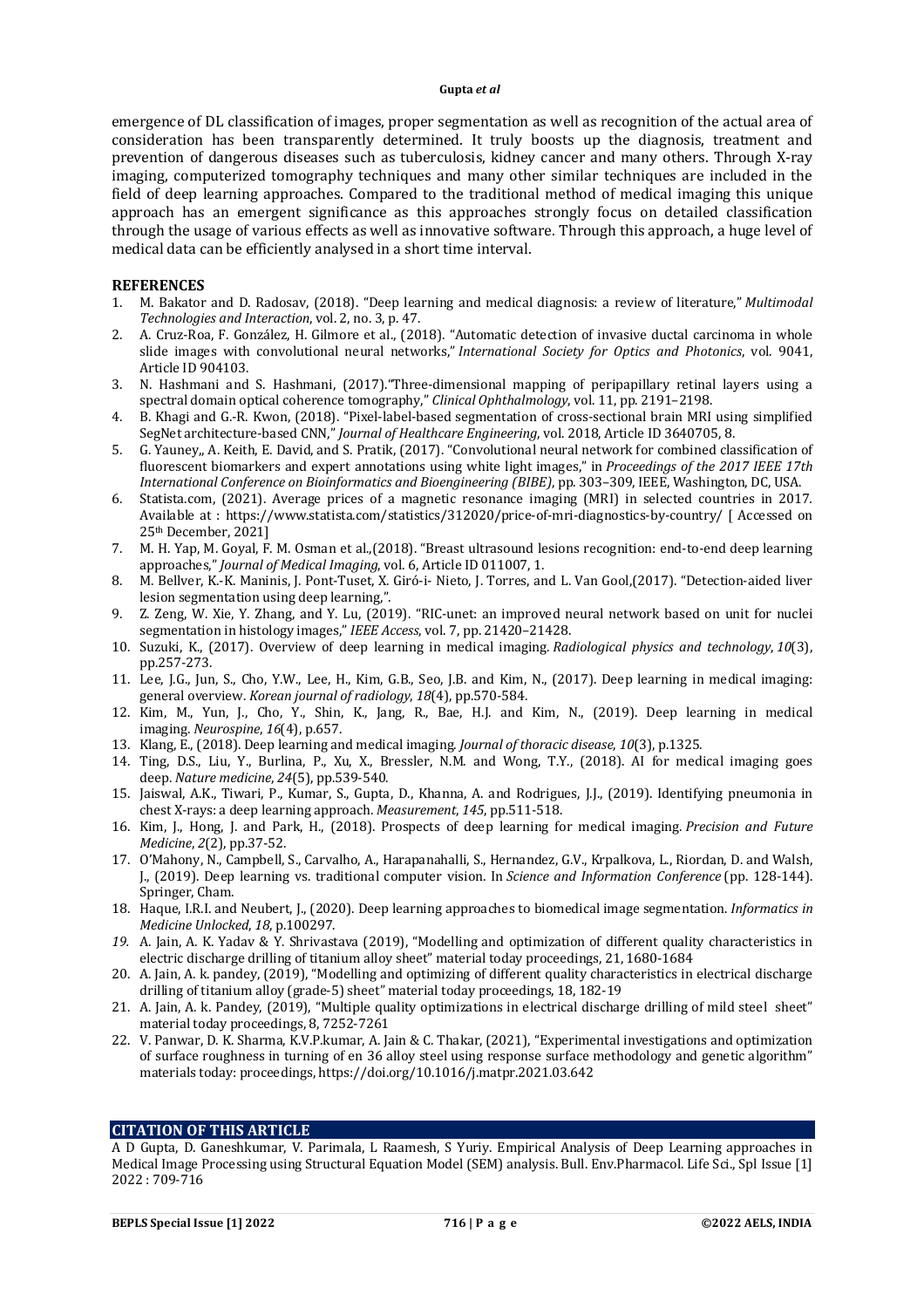emergence of DL classification of images, proper segmentation as well as recognition of the actual area of consideration has been transparently determined. It truly boosts up the diagnosis, treatment and prevention of dangerous diseases such as tuberculosis, kidney cancer and many others. Through X-ray imaging, computerized tomography techniques and many other similar techniques are included in the field of deep learning approaches. Compared to the traditional method of medical imaging this unique approach has an emergent significance as this approaches strongly focus on detailed classification through the usage of various effects as well as innovative software. Through this approach, a huge level of medical data can be efficiently analysed in a short time interval.

## REFERENCES

1. M. Bakator and D. Radosav, (2018). "Deep learning and medical diagnosis: a review of literature," *Multimodal Technologies and Interaction*, vol. 2, no. 3, p. 47.
2. A. Cruz-Roa, F. González, H. Gilmore et al., (2018). "Automatic detection of invasive ductal carcinoma in whole slide images with convolutional neural networks," *International Society for Optics and Photonics*, vol. 9041, Article ID 904103.
3. N. Hashmani and S. Hashmani, (2017)."Three-dimensional mapping of peripapillary retinal layers using a spectral domain optical coherence tomography," *Clinical Ophthalmology*, vol. 11, pp. 2191–2198.
4. B. Khagi and G.-R. Kwon, (2018). "Pixel-label-based segmentation of cross-sectional brain MRI using simplified SegNet architecture-based CNN," *Journal of Healthcare Engineering*, vol. 2018, Article ID 3640705, 8.
5. G. Yauney,, A. Keith, E. David, and S. Pratik, (2017). "Convolutional neural network for combined classification of fluorescent biomarkers and expert annotations using white light images," in *Proceedings of the 2017 IEEE 17th International Conference on Bioinformatics and Bioengineering (BIBE)*, pp. 303–309, IEEE, Washington, DC, USA.
6. Statista.com, (2021). Average prices of a magnetic resonance imaging (MRI) in selected countries in 2017. Available at : https://www.statista.com/statistics/312020/price-of-mri-diagnostics-by-country/ [ Accessed on 25th December, 2021]
7. M. H. Yap, M. Goyal, F. M. Osman et al.,(2018). "Breast ultrasound lesions recognition: end-to-end deep learning approaches," *Journal of Medical Imaging*, vol. 6, Article ID 011007, 1.
8. M. Bellver, K.-K. Maninis, J. Pont-Tuset, X. Giró-i- Nieto, J. Torres, and L. Van Gool,(2017). "Detection-aided liver lesion segmentation using deep learning,".
9. Z. Zeng, W. Xie, Y. Zhang, and Y. Lu, (2019). "RIC-unet: an improved neural network based on unit for nuclei segmentation in histology images," *IEEE Access*, vol. 7, pp. 21420–21428.
10. Suzuki, K., (2017). Overview of deep learning in medical imaging. *Radiological physics and technology*, *10*(3), pp.257-273.
11. Lee, J.G., Jun, S., Cho, Y.W., Lee, H., Kim, G.B., Seo, J.B. and Kim, N., (2017). Deep learning in medical imaging: general overview. *Korean journal of radiology*, *18*(4), pp.570-584.
12. Kim, M., Yun, J., Cho, Y., Shin, K., Jang, R., Bae, H.J. and Kim, N., (2019). Deep learning in medical imaging. *Neurospine*, *16*(4), p.657.
13. Klang, E., (2018). Deep learning and medical imaging. *Journal of thoracic disease*, *10*(3), p.1325.
14. Ting, D.S., Liu, Y., Burlina, P., Xu, X., Bressler, N.M. and Wong, T.Y., (2018). AI for medical imaging goes deep. *Nature medicine*, *24*(5), pp.539-540.
15. Jaiswal, A.K., Tiwari, P., Kumar, S., Gupta, D., Khanna, A. and Rodrigues, J.J., (2019). Identifying pneumonia in chest X-rays: a deep learning approach. *Measurement*, *145*, pp.511-518.
16. Kim, J., Hong, J. and Park, H., (2018). Prospects of deep learning for medical imaging. *Precision and Future Medicine*, *2*(2), pp.37-52.
17. O'Mahony, N., Campbell, S., Carvalho, A., Harapanahalli, S., Hernandez, G.V., Krpalkova, L., Riordan, D. and Walsh, J., (2019). Deep learning vs. traditional computer vision. In *Science and Information Conference* (pp. 128-144). Springer, Cham.
18. Haque, I.R.I. and Neubert, J., (2020). Deep learning approaches to biomedical image segmentation. *Informatics in Medicine Unlocked*, *18*, p.100297.
19. A. Jain, A. K. Yadav & Y. Shrivastava (2019), "Modelling and optimization of different quality characteristics in electric discharge drilling of titanium alloy sheet" material today proceedings, 21, 1680-1684
20. A. Jain, A. k. pandey, (2019), "Modelling and optimizing of different quality characteristics in electrical discharge drilling of titanium alloy (grade-5) sheet" material today proceedings, 18, 182-19
21. A. Jain, A. k. Pandey, (2019), "Multiple quality optimizations in electrical discharge drilling of mild steel sheet" material today proceedings, 8, 7252-7261
22. V. Panwar, D. K. Sharma, K.V.P.kumar, A. Jain & C. Thakar, (2021), "Experimental investigations and optimization of surface roughness in turning of en 36 alloy steel using response surface methodology and genetic algorithm" materials today: proceedings, https://doi.org/10.1016/j.matpr.2021.03.642

## CITATION OF THIS ARTICLE

A D Gupta, D. Ganeshkumar, V. Parimala, L Raamesh, S Yuriy. Empirical Analysis of Deep Learning approaches in Medical Image Processing using Structural Equation Model (SEM) analysis. Bull. Env.Pharmacol. Life Sci., Spl Issue [1] 2022 : 709-716